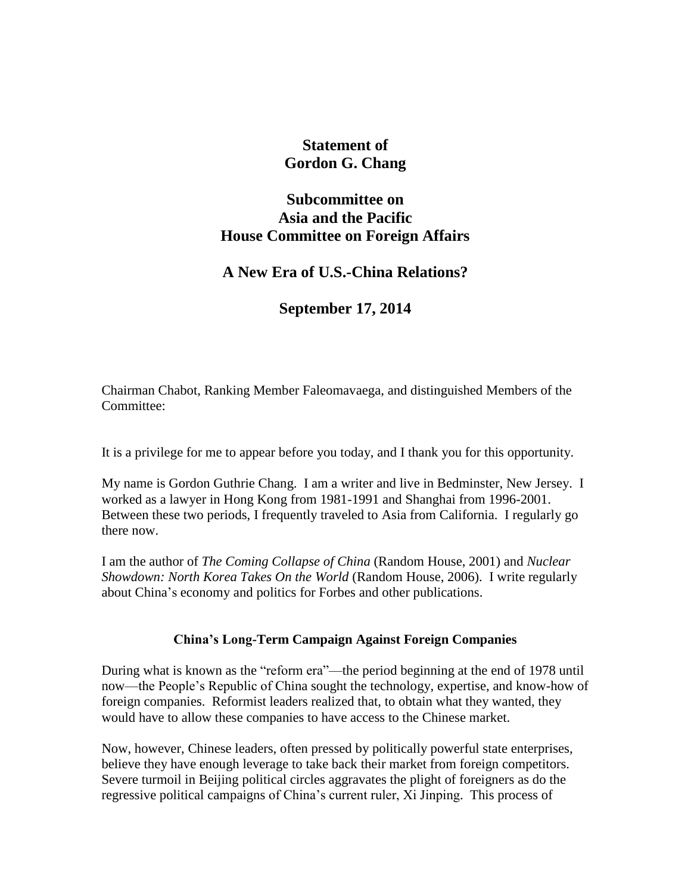# Statement of
# Gordon G. Chang

## Subcommittee on
## Asia and the Pacific
## House Committee on Foreign Affairs

## A New Era of U.S.-China Relations?

## September 17, 2014

Chairman Chabot, Ranking Member Faleomavaega, and distinguished Members of the Committee:

It is a privilege for me to appear before you today, and I thank you for this opportunity.

My name is Gordon Guthrie Chang. I am a writer and live in Bedminster, New Jersey. I worked as a lawyer in Hong Kong from 1981-1991 and Shanghai from 1996-2001. Between these two periods, I frequently traveled to Asia from California. I regularly go there now.

I am the author of *The Coming Collapse of China* (Random House, 2001) and *Nuclear Showdown: North Korea Takes On the World* (Random House, 2006). I write regularly about China's economy and politics for Forbes and other publications.

### China's Long-Term Campaign Against Foreign Companies

During what is known as the "reform era"—the period beginning at the end of 1978 until now—the People's Republic of China sought the technology, expertise, and know-how of foreign companies. Reformist leaders realized that, to obtain what they wanted, they would have to allow these companies to have access to the Chinese market.

Now, however, Chinese leaders, often pressed by politically powerful state enterprises, believe they have enough leverage to take back their market from foreign competitors. Severe turmoil in Beijing political circles aggravates the plight of foreigners as do the regressive political campaigns of China's current ruler, Xi Jinping. This process of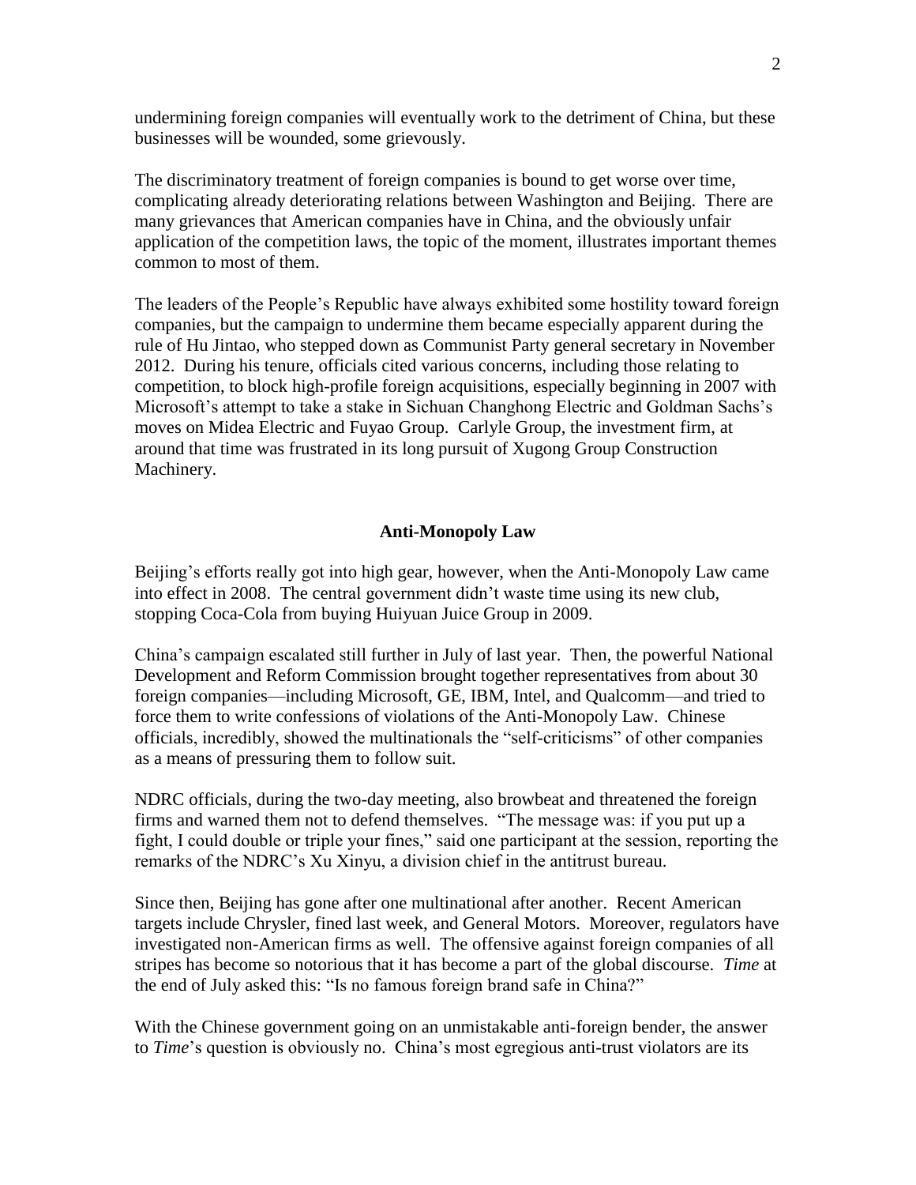undermining foreign companies will eventually work to the detriment of China, but these businesses will be wounded, some grievously.

The discriminatory treatment of foreign companies is bound to get worse over time, complicating already deteriorating relations between Washington and Beijing. There are many grievances that American companies have in China, and the obviously unfair application of the competition laws, the topic of the moment, illustrates important themes common to most of them.

The leaders of the People's Republic have always exhibited some hostility toward foreign companies, but the campaign to undermine them became especially apparent during the rule of Hu Jintao, who stepped down as Communist Party general secretary in November 2012. During his tenure, officials cited various concerns, including those relating to competition, to block high-profile foreign acquisitions, especially beginning in 2007 with Microsoft's attempt to take a stake in Sichuan Changhong Electric and Goldman Sachs's moves on Midea Electric and Fuyao Group. Carlyle Group, the investment firm, at around that time was frustrated in its long pursuit of Xugong Group Construction Machinery.

## Anti-Monopoly Law

Beijing's efforts really got into high gear, however, when the Anti-Monopoly Law came into effect in 2008. The central government didn't waste time using its new club, stopping Coca-Cola from buying Huiyuan Juice Group in 2009.

China's campaign escalated still further in July of last year. Then, the powerful National Development and Reform Commission brought together representatives from about 30 foreign companies—including Microsoft, GE, IBM, Intel, and Qualcomm—and tried to force them to write confessions of violations of the Anti-Monopoly Law. Chinese officials, incredibly, showed the multinationals the "self-criticisms" of other companies as a means of pressuring them to follow suit.

NDRC officials, during the two-day meeting, also browbeat and threatened the foreign firms and warned them not to defend themselves. "The message was: if you put up a fight, I could double or triple your fines," said one participant at the session, reporting the remarks of the NDRC's Xu Xinyu, a division chief in the antitrust bureau.

Since then, Beijing has gone after one multinational after another. Recent American targets include Chrysler, fined last week, and General Motors. Moreover, regulators have investigated non-American firms as well. The offensive against foreign companies of all stripes has become so notorious that it has become a part of the global discourse. *Time* at the end of July asked this: "Is no famous foreign brand safe in China?"

With the Chinese government going on an unmistakable anti-foreign bender, the answer to *Time*'s question is obviously no. China's most egregious anti-trust violators are its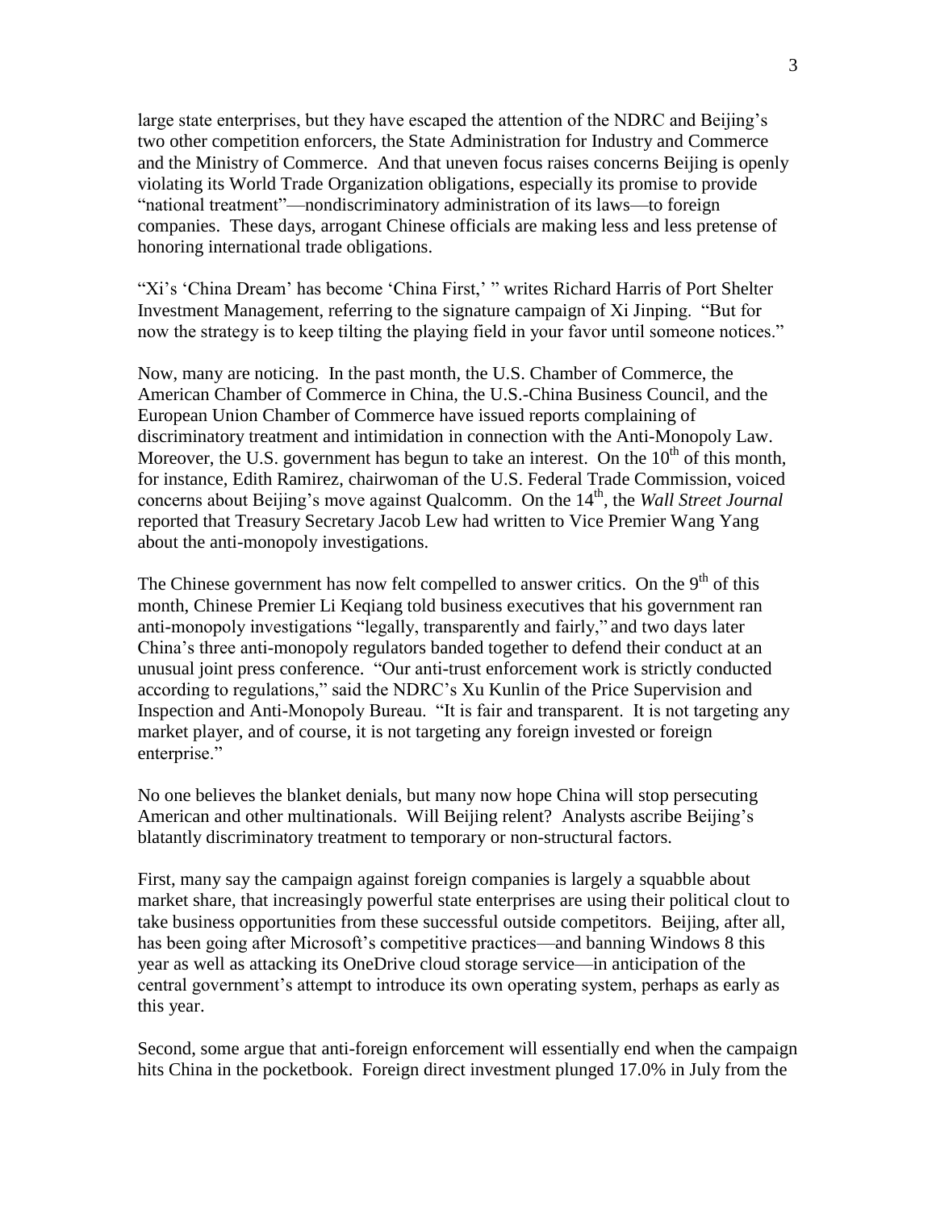large state enterprises, but they have escaped the attention of the NDRC and Beijing's two other competition enforcers, the State Administration for Industry and Commerce and the Ministry of Commerce. And that uneven focus raises concerns Beijing is openly violating its World Trade Organization obligations, especially its promise to provide "national treatment"—nondiscriminatory administration of its laws—to foreign companies. These days, arrogant Chinese officials are making less and less pretense of honoring international trade obligations.

"Xi's 'China Dream' has become 'China First,' " writes Richard Harris of Port Shelter Investment Management, referring to the signature campaign of Xi Jinping. "But for now the strategy is to keep tilting the playing field in your favor until someone notices."

Now, many are noticing. In the past month, the U.S. Chamber of Commerce, the American Chamber of Commerce in China, the U.S.-China Business Council, and the European Union Chamber of Commerce have issued reports complaining of discriminatory treatment and intimidation in connection with the Anti-Monopoly Law. Moreover, the U.S. government has begun to take an interest. On the 10th of this month, for instance, Edith Ramirez, chairwoman of the U.S. Federal Trade Commission, voiced concerns about Beijing's move against Qualcomm. On the 14th, the *Wall Street Journal* reported that Treasury Secretary Jacob Lew had written to Vice Premier Wang Yang about the anti-monopoly investigations.

The Chinese government has now felt compelled to answer critics. On the 9th of this month, Chinese Premier Li Keqiang told business executives that his government ran anti-monopoly investigations "legally, transparently and fairly," and two days later China's three anti-monopoly regulators banded together to defend their conduct at an unusual joint press conference. "Our anti-trust enforcement work is strictly conducted according to regulations," said the NDRC's Xu Kunlin of the Price Supervision and Inspection and Anti-Monopoly Bureau. "It is fair and transparent. It is not targeting any market player, and of course, it is not targeting any foreign invested or foreign enterprise."

No one believes the blanket denials, but many now hope China will stop persecuting American and other multinationals. Will Beijing relent? Analysts ascribe Beijing's blatantly discriminatory treatment to temporary or non-structural factors.

First, many say the campaign against foreign companies is largely a squabble about market share, that increasingly powerful state enterprises are using their political clout to take business opportunities from these successful outside competitors. Beijing, after all, has been going after Microsoft's competitive practices—and banning Windows 8 this year as well as attacking its OneDrive cloud storage service—in anticipation of the central government's attempt to introduce its own operating system, perhaps as early as this year.

Second, some argue that anti-foreign enforcement will essentially end when the campaign hits China in the pocketbook. Foreign direct investment plunged 17.0% in July from the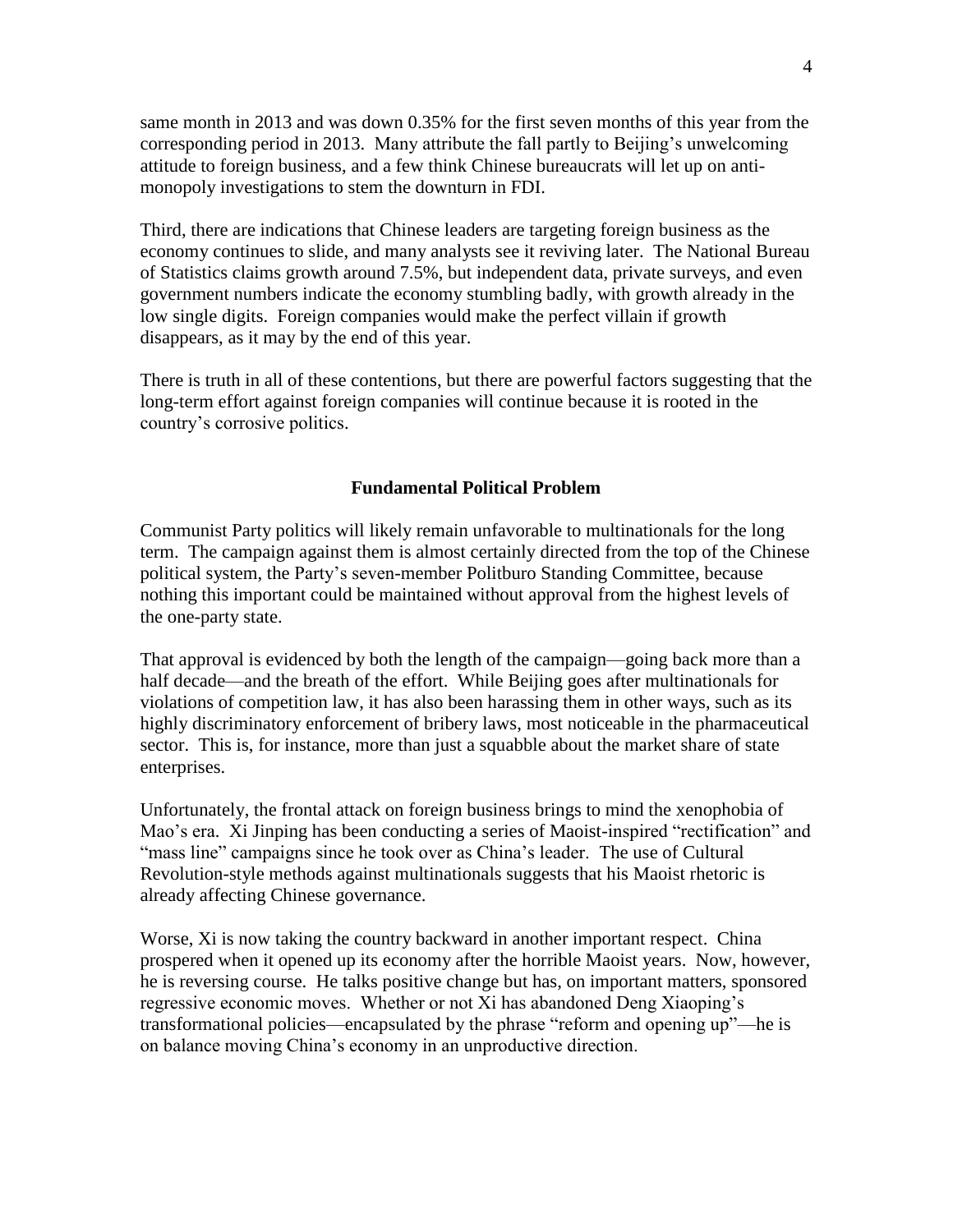same month in 2013 and was down 0.35% for the first seven months of this year from the corresponding period in 2013. Many attribute the fall partly to Beijing's unwelcoming attitude to foreign business, and a few think Chinese bureaucrats will let up on anti-monopoly investigations to stem the downturn in FDI.

Third, there are indications that Chinese leaders are targeting foreign business as the economy continues to slide, and many analysts see it reviving later. The National Bureau of Statistics claims growth around 7.5%, but independent data, private surveys, and even government numbers indicate the economy stumbling badly, with growth already in the low single digits. Foreign companies would make the perfect villain if growth disappears, as it may by the end of this year.

There is truth in all of these contentions, but there are powerful factors suggesting that the long-term effort against foreign companies will continue because it is rooted in the country's corrosive politics.

## Fundamental Political Problem

Communist Party politics will likely remain unfavorable to multinationals for the long term. The campaign against them is almost certainly directed from the top of the Chinese political system, the Party's seven-member Politburo Standing Committee, because nothing this important could be maintained without approval from the highest levels of the one-party state.

That approval is evidenced by both the length of the campaign—going back more than a half decade—and the breath of the effort. While Beijing goes after multinationals for violations of competition law, it has also been harassing them in other ways, such as its highly discriminatory enforcement of bribery laws, most noticeable in the pharmaceutical sector. This is, for instance, more than just a squabble about the market share of state enterprises.

Unfortunately, the frontal attack on foreign business brings to mind the xenophobia of Mao's era. Xi Jinping has been conducting a series of Maoist-inspired "rectification" and "mass line" campaigns since he took over as China's leader. The use of Cultural Revolution-style methods against multinationals suggests that his Maoist rhetoric is already affecting Chinese governance.

Worse, Xi is now taking the country backward in another important respect. China prospered when it opened up its economy after the horrible Maoist years. Now, however, he is reversing course. He talks positive change but has, on important matters, sponsored regressive economic moves. Whether or not Xi has abandoned Deng Xiaoping's transformational policies—encapsulated by the phrase "reform and opening up"—he is on balance moving China's economy in an unproductive direction.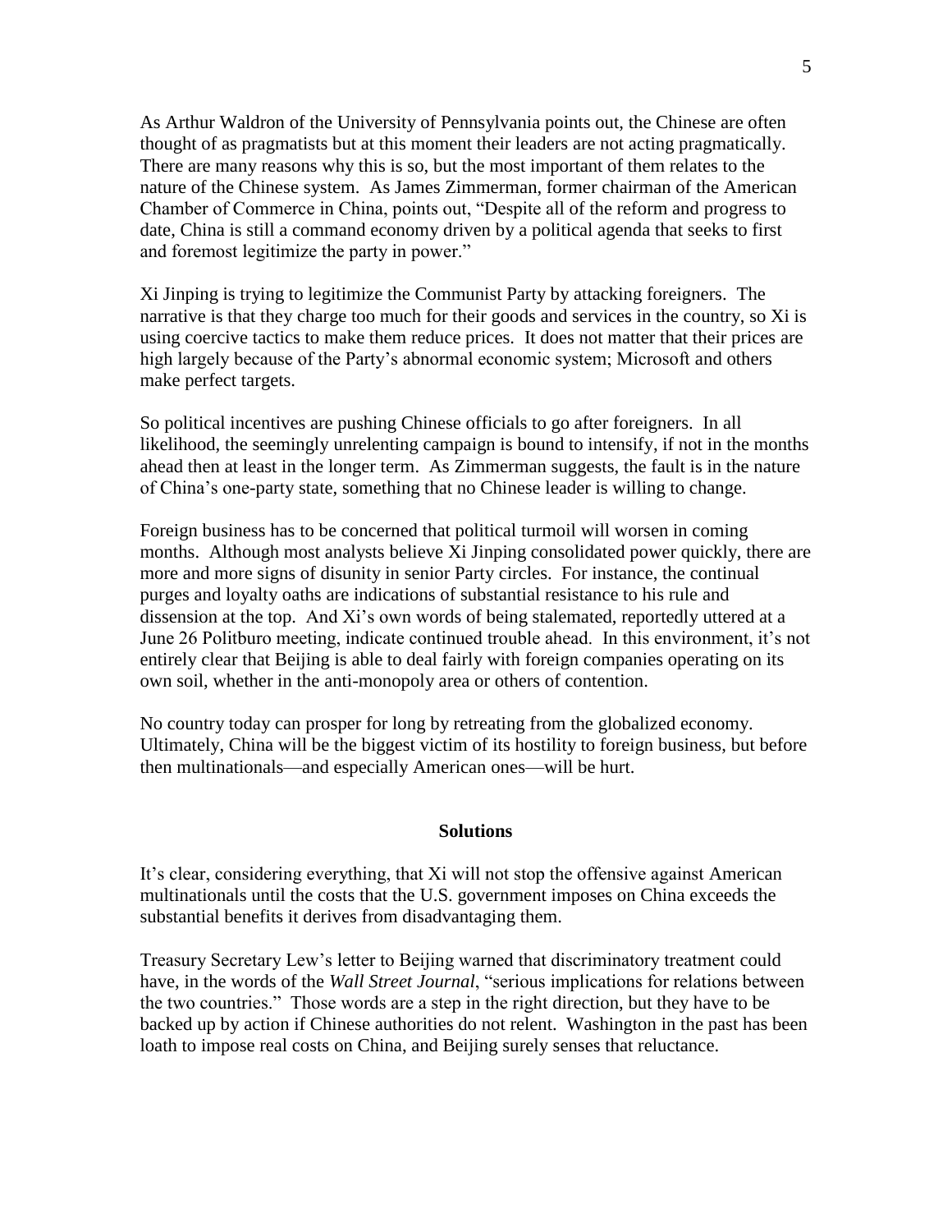As Arthur Waldron of the University of Pennsylvania points out, the Chinese are often thought of as pragmatists but at this moment their leaders are not acting pragmatically. There are many reasons why this is so, but the most important of them relates to the nature of the Chinese system. As James Zimmerman, former chairman of the American Chamber of Commerce in China, points out, "Despite all of the reform and progress to date, China is still a command economy driven by a political agenda that seeks to first and foremost legitimize the party in power."

Xi Jinping is trying to legitimize the Communist Party by attacking foreigners. The narrative is that they charge too much for their goods and services in the country, so Xi is using coercive tactics to make them reduce prices. It does not matter that their prices are high largely because of the Party's abnormal economic system; Microsoft and others make perfect targets.

So political incentives are pushing Chinese officials to go after foreigners. In all likelihood, the seemingly unrelenting campaign is bound to intensify, if not in the months ahead then at least in the longer term. As Zimmerman suggests, the fault is in the nature of China's one-party state, something that no Chinese leader is willing to change.

Foreign business has to be concerned that political turmoil will worsen in coming months. Although most analysts believe Xi Jinping consolidated power quickly, there are more and more signs of disunity in senior Party circles. For instance, the continual purges and loyalty oaths are indications of substantial resistance to his rule and dissension at the top. And Xi's own words of being stalemated, reportedly uttered at a June 26 Politburo meeting, indicate continued trouble ahead. In this environment, it's not entirely clear that Beijing is able to deal fairly with foreign companies operating on its own soil, whether in the anti-monopoly area or others of contention.

No country today can prosper for long by retreating from the globalized economy. Ultimately, China will be the biggest victim of its hostility to foreign business, but before then multinationals—and especially American ones—will be hurt.

## Solutions

It's clear, considering everything, that Xi will not stop the offensive against American multinationals until the costs that the U.S. government imposes on China exceeds the substantial benefits it derives from disadvantaging them.

Treasury Secretary Lew's letter to Beijing warned that discriminatory treatment could have, in the words of the *Wall Street Journal*, "serious implications for relations between the two countries." Those words are a step in the right direction, but they have to be backed up by action if Chinese authorities do not relent. Washington in the past has been loath to impose real costs on China, and Beijing surely senses that reluctance.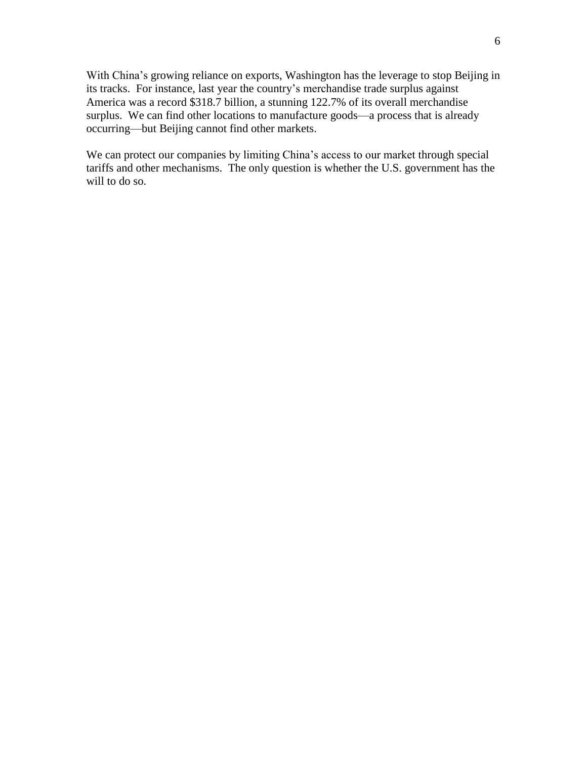With China's growing reliance on exports, Washington has the leverage to stop Beijing in its tracks. For instance, last year the country's merchandise trade surplus against America was a record $318.7 billion, a stunning 122.7% of its overall merchandise surplus. We can find other locations to manufacture goods—a process that is already occurring—but Beijing cannot find other markets.

We can protect our companies by limiting China's access to our market through special tariffs and other mechanisms. The only question is whether the U.S. government has the will to do so.